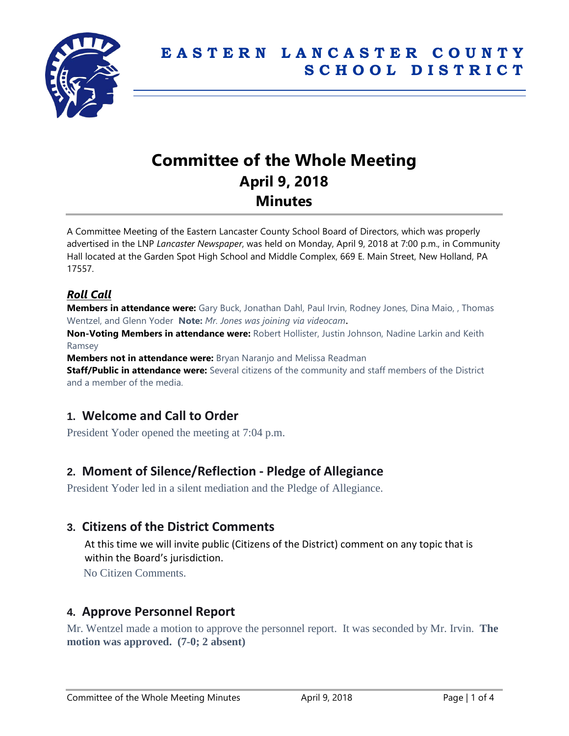# EASTERN LANCASTER COUNTY SCHOOL DISTRICT

# Committee of the Whole Meeting
## April 9, 2018
## Minutes

A Committee Meeting of the Eastern Lancaster County School Board of Directors, which was properly advertised in the LNP *Lancaster Newspaper*, was held on Monday, April 9, 2018 at 7:00 p.m., in Community Hall located at the Garden Spot High School and Middle Complex, 669 E. Main Street, New Holland, PA 17557.

### ***Roll Call***

**Members in attendance were:** Gary Buck, Jonathan Dahl, Paul Irvin, Rodney Jones, Dina Maio, , Thomas Wentzel, and Glenn Yoder **Note:** *Mr. Jones was joining via videocam*.

**Non-Voting Members in attendance were:** Robert Hollister, Justin Johnson, Nadine Larkin and Keith Ramsey

**Members not in attendance were:** Bryan Naranjo and Melissa Readman

**Staff/Public in attendance were:** Several citizens of the community and staff members of the District and a member of the media.

## 1. Welcome and Call to Order

President Yoder opened the meeting at 7:04 p.m.

## 2. Moment of Silence/Reflection - Pledge of Allegiance

President Yoder led in a silent mediation and the Pledge of Allegiance.

## 3. Citizens of the District Comments

At this time we will invite public (Citizens of the District) comment on any topic that is within the Board's jurisdiction.

No Citizen Comments.

## 4. Approve Personnel Report

Mr. Wentzel made a motion to approve the personnel report. It was seconded by Mr. Irvin. **The motion was approved. (7-0; 2 absent)**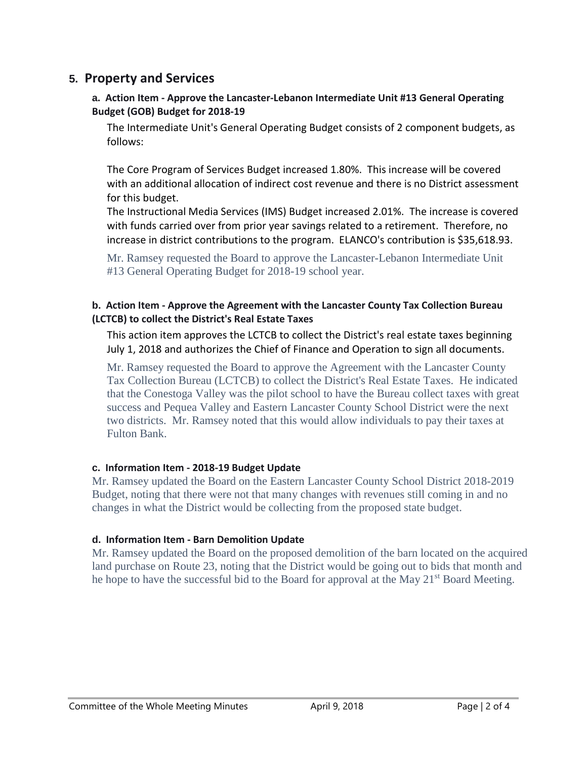## 5. Property and Services

### a. Action Item - Approve the Lancaster-Lebanon Intermediate Unit #13 General Operating Budget (GOB) Budget for 2018-19

The Intermediate Unit's General Operating Budget consists of 2 component budgets, as follows:

The Core Program of Services Budget increased 1.80%. This increase will be covered with an additional allocation of indirect cost revenue and there is no District assessment for this budget.
The Instructional Media Services (IMS) Budget increased 2.01%. The increase is covered with funds carried over from prior year savings related to a retirement. Therefore, no increase in district contributions to the program. ELANCO's contribution is $35,618.93.

Mr. Ramsey requested the Board to approve the Lancaster-Lebanon Intermediate Unit #13 General Operating Budget for 2018-19 school year.

### b. Action Item - Approve the Agreement with the Lancaster County Tax Collection Bureau (LCTCB) to collect the District's Real Estate Taxes

This action item approves the LCTCB to collect the District's real estate taxes beginning July 1, 2018 and authorizes the Chief of Finance and Operation to sign all documents.

Mr. Ramsey requested the Board to approve the Agreement with the Lancaster County Tax Collection Bureau (LCTCB) to collect the District's Real Estate Taxes. He indicated that the Conestoga Valley was the pilot school to have the Bureau collect taxes with great success and Pequea Valley and Eastern Lancaster County School District were the next two districts. Mr. Ramsey noted that this would allow individuals to pay their taxes at Fulton Bank.

### c. Information Item - 2018-19 Budget Update

Mr. Ramsey updated the Board on the Eastern Lancaster County School District 2018-2019 Budget, noting that there were not that many changes with revenues still coming in and no changes in what the District would be collecting from the proposed state budget.

### d. Information Item - Barn Demolition Update

Mr. Ramsey updated the Board on the proposed demolition of the barn located on the acquired land purchase on Route 23, noting that the District would be going out to bids that month and he hope to have the successful bid to the Board for approval at the May 21st Board Meeting.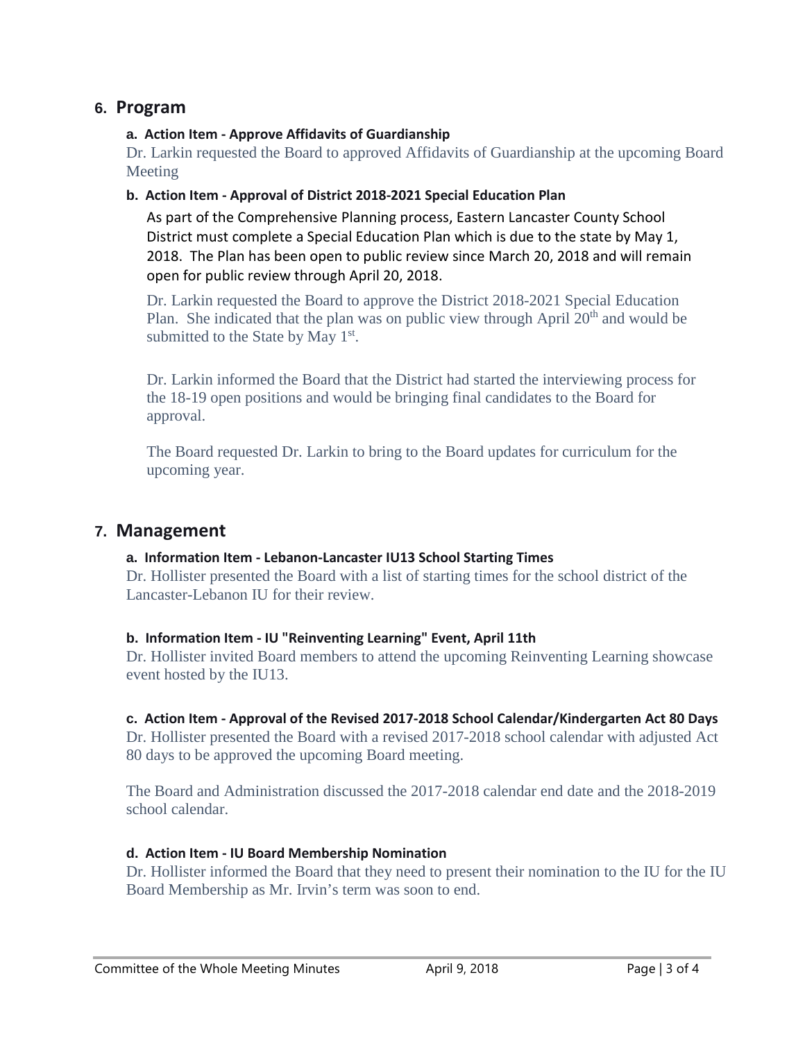## 6. Program

#### a. Action Item - Approve Affidavits of Guardianship

Dr. Larkin requested the Board to approved Affidavits of Guardianship at the upcoming Board Meeting

#### b. Action Item - Approval of District 2018-2021 Special Education Plan

As part of the Comprehensive Planning process, Eastern Lancaster County School District must complete a Special Education Plan which is due to the state by May 1, 2018. The Plan has been open to public review since March 20, 2018 and will remain open for public review through April 20, 2018.

Dr. Larkin requested the Board to approve the District 2018-2021 Special Education Plan. She indicated that the plan was on public view through April 20th and would be submitted to the State by May 1st.

Dr. Larkin informed the Board that the District had started the interviewing process for the 18-19 open positions and would be bringing final candidates to the Board for approval.

The Board requested Dr. Larkin to bring to the Board updates for curriculum for the upcoming year.

## 7. Management

#### a. Information Item - Lebanon-Lancaster IU13 School Starting Times

Dr. Hollister presented the Board with a list of starting times for the school district of the Lancaster-Lebanon IU for their review.

#### b. Information Item - IU "Reinventing Learning" Event, April 11th

Dr. Hollister invited Board members to attend the upcoming Reinventing Learning showcase event hosted by the IU13.

#### c. Action Item - Approval of the Revised 2017-2018 School Calendar/Kindergarten Act 80 Days

Dr. Hollister presented the Board with a revised 2017-2018 school calendar with adjusted Act 80 days to be approved the upcoming Board meeting.

The Board and Administration discussed the 2017-2018 calendar end date and the 2018-2019 school calendar.

#### d. Action Item - IU Board Membership Nomination

Dr. Hollister informed the Board that they need to present their nomination to the IU for the IU Board Membership as Mr. Irvin's term was soon to end.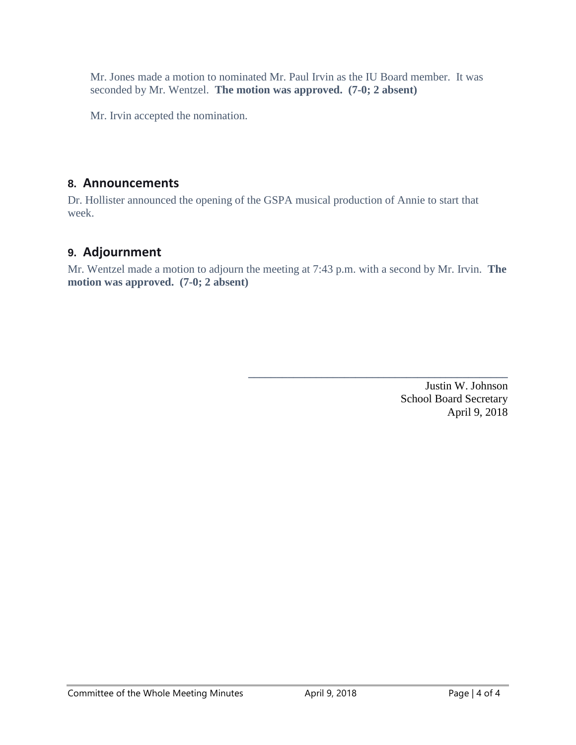Mr. Jones made a motion to nominated Mr. Paul Irvin as the IU Board member. It was seconded by Mr. Wentzel. **The motion was approved. (7-0; 2 absent)**

Mr. Irvin accepted the nomination.

## 8. Announcements

Dr. Hollister announced the opening of the GSPA musical production of Annie to start that week.

## 9. Adjournment

Mr. Wentzel made a motion to adjourn the meeting at 7:43 p.m. with a second by Mr. Irvin. **The motion was approved. (7-0; 2 absent)**

\_\_\_\_\_\_\_\_\_\_\_\_\_\_\_\_\_\_\_\_\_\_\_\_\_\_\_\_\_\_\_\_\_\_\_\_\_\_\_\_\_\_\_\_

Justin W. Johnson
School Board Secretary
April 9, 2018